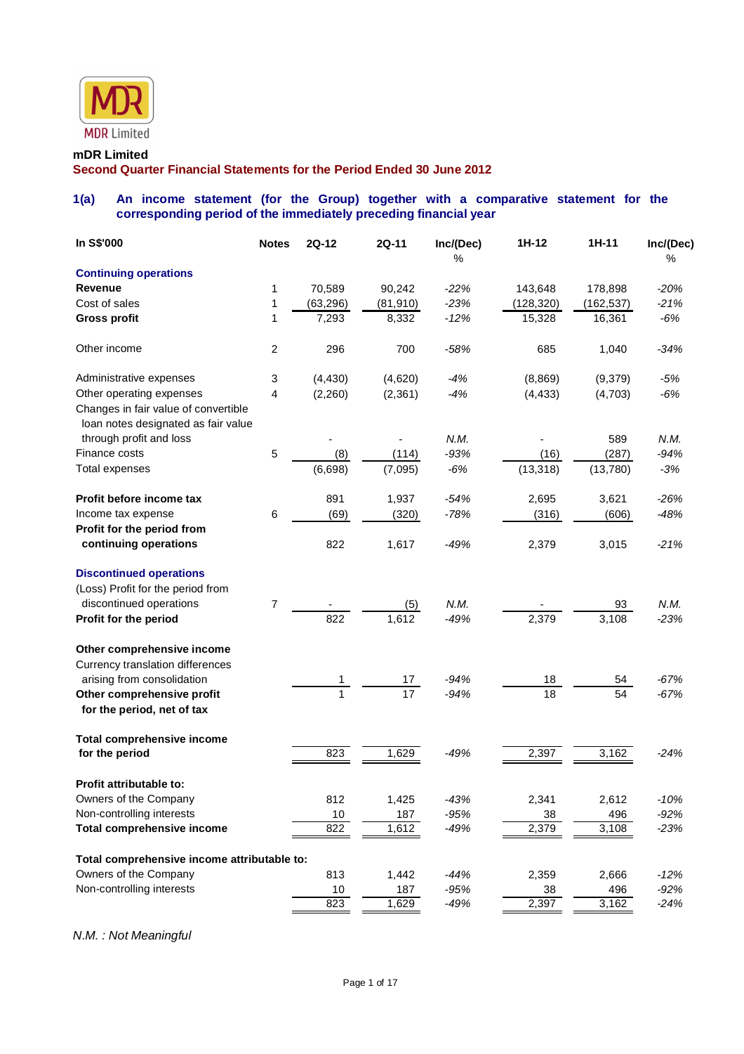MDR Limited

**mDR Limited**

**Second Quarter Financial Statements for the Period Ended 30 June 2012**

### 1(a) An income statement (for the Group) together with a comparative statement for the corresponding period of the immediately preceding financial year

| In S$'000 | Notes | 2Q-12 | 2Q-11 | Inc/(Dec) % | 1H-12 | 1H-11 | Inc/(Dec) % |
|---|---|---|---|---|---|---|---|
| **Continuing operations** | | | | | | | |
| **Revenue** | 1 | 70,589 | 90,242 | *-22%* | 143,648 | 178,898 | *-20%* |
| Cost of sales | 1 | (63,296) | (81,910) | *-23%* | (128,320) | (162,537) | *-21%* |
| **Gross profit** | 1 | 7,293 | 8,332 | *-12%* | 15,328 | 16,361 | *-6%* |
| Other income | 2 | 296 | 700 | *-58%* | 685 | 1,040 | *-34%* |
| Administrative expenses | 3 | (4,430) | (4,620) | *-4%* | (8,869) | (9,379) | *-5%* |
| Other operating expenses | 4 | (2,260) | (2,361) | *-4%* | (4,433) | (4,703) | *-6%* |
| Changes in fair value of convertible loan notes designated as fair value through profit and loss | | - | - | *N.M.* | - | 589 | *N.M.* |
| Finance costs | 5 | (8) | (114) | *-93%* | (16) | (287) | *-94%* |
| Total expenses | | (6,698) | (7,095) | *-6%* | (13,318) | (13,780) | *-3%* |
| **Profit before income tax** | | 891 | 1,937 | *-54%* | 2,695 | 3,621 | *-26%* |
| Income tax expense | 6 | (69) | (320) | *-78%* | (316) | (606) | *-48%* |
| **Profit for the period from continuing operations** | | 822 | 1,617 | *-49%* | 2,379 | 3,015 | *-21%* |
| **Discontinued operations** | | | | | | | |
| (Loss) Profit for the period from discontinued operations | 7 | - | (5) | *N.M.* | - | 93 | *N.M.* |
| **Profit for the period** | | 822 | 1,612 | *-49%* | 2,379 | 3,108 | *-23%* |
| **Other comprehensive income** | | | | | | | |
| Currency translation differences arising from consolidation | | 1 | 17 | *-94%* | 18 | 54 | *-67%* |
| **Other comprehensive profit for the period, net of tax** | | 1 | 17 | *-94%* | 18 | 54 | *-67%* |
| **Total comprehensive income for the period** | | 823 | 1,629 | *-49%* | 2,397 | 3,162 | *-24%* |
| **Profit attributable to:** | | | | | | | |
| Owners of the Company | | 812 | 1,425 | *-43%* | 2,341 | 2,612 | *-10%* |
| Non-controlling interests | | 10 | 187 | *-95%* | 38 | 496 | *-92%* |
| **Total comprehensive income** | | 822 | 1,612 | *-49%* | 2,379 | 3,108 | *-23%* |
| **Total comprehensive income attributable to:** | | | | | | | |
| Owners of the Company | | 813 | 1,442 | *-44%* | 2,359 | 2,666 | *-12%* |
| Non-controlling interests | | 10 | 187 | *-95%* | 38 | 496 | *-92%* |
| | | 823 | 1,629 | *-49%* | 2,397 | 3,162 | *-24%* |

*N.M. : Not Meaningful*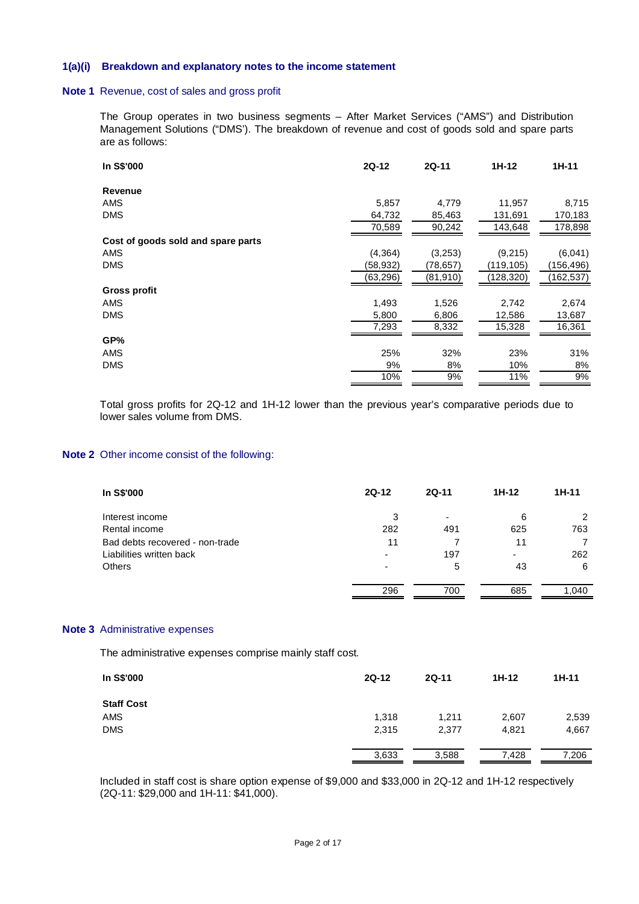### 1(a)(i) Breakdown and explanatory notes to the income statement

**Note 1** Revenue, cost of sales and gross profit

The Group operates in two business segments – After Market Services ("AMS") and Distribution Management Solutions ("DMS'). The breakdown of revenue and cost of goods sold and spare parts are as follows:

| In S$'000 | 2Q-12 | 2Q-11 | 1H-12 | 1H-11 |
|---|---|---|---|---|
| **Revenue** | | | | |
| AMS | 5,857 | 4,779 | 11,957 | 8,715 |
| DMS | 64,732 | 85,463 | 131,691 | 170,183 |
| | 70,589 | 90,242 | 143,648 | 178,898 |
| **Cost of goods sold and spare parts** | | | | |
| AMS | (4,364) | (3,253) | (9,215) | (6,041) |
| DMS | (58,932) | (78,657) | (119,105) | (156,496) |
| | (63,296) | (81,910) | (128,320) | (162,537) |
| **Gross profit** | | | | |
| AMS | 1,493 | 1,526 | 2,742 | 2,674 |
| DMS | 5,800 | 6,806 | 12,586 | 13,687 |
| | 7,293 | 8,332 | 15,328 | 16,361 |
| **GP%** | | | | |
| AMS | 25% | 32% | 23% | 31% |
| DMS | 9% | 8% | 10% | 8% |
| | 10% | 9% | 11% | 9% |

Total gross profits for 2Q-12 and 1H-12 lower than the previous year's comparative periods due to lower sales volume from DMS.

**Note 2** Other income consist of the following:

| In S$'000 | 2Q-12 | 2Q-11 | 1H-12 | 1H-11 |
|---|---|---|---|---|
| Interest income | 3 | - | 6 | 2 |
| Rental income | 282 | 491 | 625 | 763 |
| Bad debts recovered - non-trade | 11 | 7 | 11 | 7 |
| Liabilities written back | - | 197 | - | 262 |
| Others | - | 5 | 43 | 6 |
| | 296 | 700 | 685 | 1,040 |

**Note 3** Administrative expenses

The administrative expenses comprise mainly staff cost.

| In S$'000 | 2Q-12 | 2Q-11 | 1H-12 | 1H-11 |
|---|---|---|---|---|
| **Staff Cost** | | | | |
| AMS | 1,318 | 1,211 | 2,607 | 2,539 |
| DMS | 2,315 | 2,377 | 4,821 | 4,667 |
| | 3,633 | 3,588 | 7,428 | 7,206 |

Included in staff cost is share option expense of $9,000 and $33,000 in 2Q-12 and 1H-12 respectively (2Q-11: $29,000 and 1H-11: $41,000).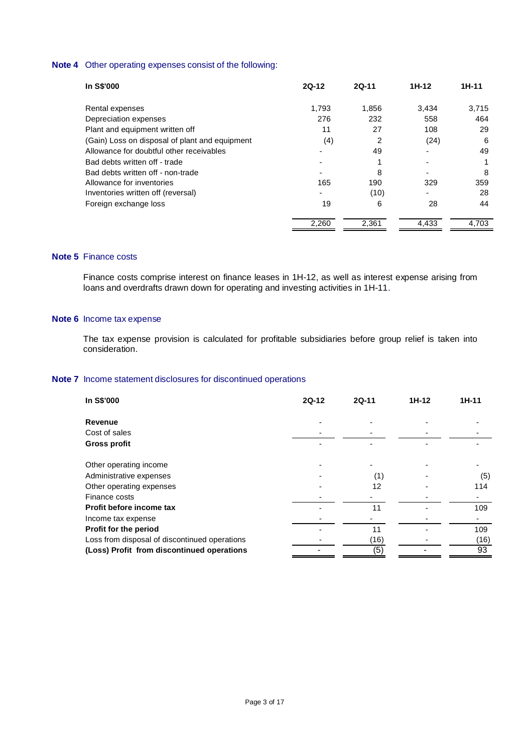**Note 4** Other operating expenses consist of the following:

| In S$'000 | 2Q-12 | 2Q-11 | 1H-12 | 1H-11 |
|---|---|---|---|---|
| Rental expenses | 1,793 | 1,856 | 3,434 | 3,715 |
| Depreciation expenses | 276 | 232 | 558 | 464 |
| Plant and equipment written off | 11 | 27 | 108 | 29 |
| (Gain) Loss on disposal of plant and equipment | (4) | 2 | (24) | 6 |
| Allowance for doubtful other receivables | - | 49 | - | 49 |
| Bad debts written off - trade | - | 1 | - | 1 |
| Bad debts written off - non-trade | - | 8 | - | 8 |
| Allowance for inventories | 165 | 190 | 329 | 359 |
| Inventories written off (reversal) | - | (10) | - | 28 |
| Foreign exchange loss | 19 | 6 | 28 | 44 |
| | 2,260 | 2,361 | 4,433 | 4,703 |

**Note 5** Finance costs

Finance costs comprise interest on finance leases in 1H-12, as well as interest expense arising from loans and overdrafts drawn down for operating and investing activities in 1H-11.

**Note 6** Income tax expense

The tax expense provision is calculated for profitable subsidiaries before group relief is taken into consideration.

**Note 7** Income statement disclosures for discontinued operations

| In S$'000 | 2Q-12 | 2Q-11 | 1H-12 | 1H-11 |
|---|---|---|---|---|
| **Revenue** | - | - | - | - |
| Cost of sales | - | - | - | - |
| **Gross profit** | - | - | - | - |
| Other operating income | - | - | - | - |
| Administrative expenses | - | (1) | - | (5) |
| Other operating expenses | - | 12 | - | 114 |
| Finance costs | - | - | - | - |
| **Profit before income tax** | - | 11 | - | 109 |
| Income tax expense | - | - | - | - |
| **Profit for the period** | - | 11 | - | 109 |
| Loss from disposal of discontinued operations | - | (16) | - | (16) |
| **(Loss) Profit from discontinued operations** | - | (5) | - | 93 |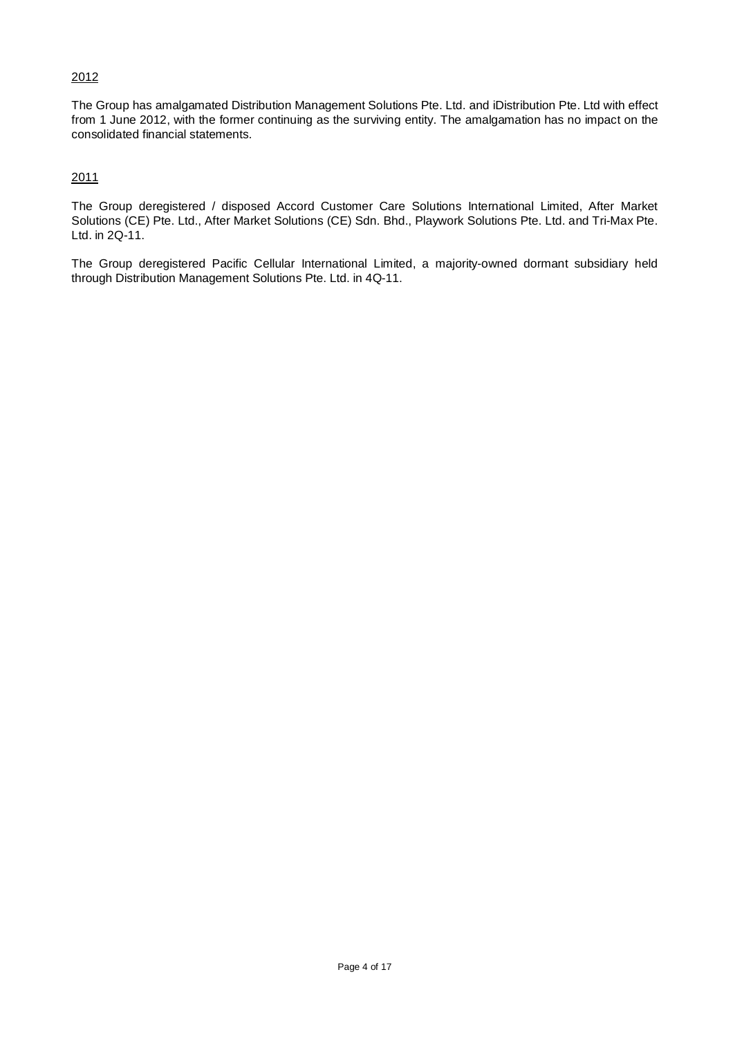<u>2012</u>

The Group has amalgamated Distribution Management Solutions Pte. Ltd. and iDistribution Pte. Ltd with effect from 1 June 2012, with the former continuing as the surviving entity. The amalgamation has no impact on the consolidated financial statements.

<u>2011</u>

The Group deregistered / disposed Accord Customer Care Solutions International Limited, After Market Solutions (CE) Pte. Ltd., After Market Solutions (CE) Sdn. Bhd., Playwork Solutions Pte. Ltd. and Tri-Max Pte. Ltd. in 2Q-11.

The Group deregistered Pacific Cellular International Limited, a majority-owned dormant subsidiary held through Distribution Management Solutions Pte. Ltd. in 4Q-11.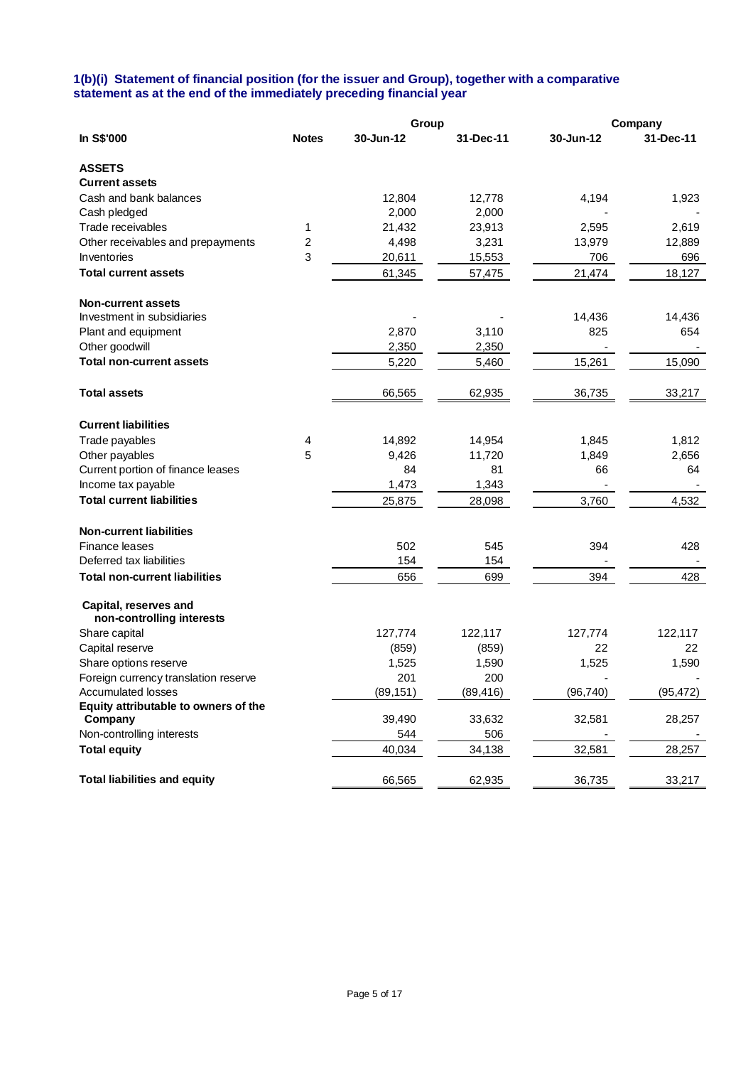### 1(b)(i) Statement of financial position (for the issuer and Group), together with a comparative statement as at the end of the immediately preceding financial year

| In S$'000 | Notes | Group | | Company | |
|---|---|---|---|---|---|
| | | 30-Jun-12 | 31-Dec-11 | 30-Jun-12 | 31-Dec-11 |
| **ASSETS** | | | | | |
| **Current assets** | | | | | |
| Cash and bank balances | | 12,804 | 12,778 | 4,194 | 1,923 |
| Cash pledged | | 2,000 | 2,000 | - | - |
| Trade receivables | 1 | 21,432 | 23,913 | 2,595 | 2,619 |
| Other receivables and prepayments | 2 | 4,498 | 3,231 | 13,979 | 12,889 |
| Inventories | 3 | 20,611 | 15,553 | 706 | 696 |
| **Total current assets** | | 61,345 | 57,475 | 21,474 | 18,127 |
| **Non-current assets** | | | | | |
| Investment in subsidiaries | | - | - | 14,436 | 14,436 |
| Plant and equipment | | 2,870 | 3,110 | 825 | 654 |
| Other goodwill | | 2,350 | 2,350 | - | - |
| **Total non-current assets** | | 5,220 | 5,460 | 15,261 | 15,090 |
| **Total assets** | | 66,565 | 62,935 | 36,735 | 33,217 |
| **Current liabilities** | | | | | |
| Trade payables | 4 | 14,892 | 14,954 | 1,845 | 1,812 |
| Other payables | 5 | 9,426 | 11,720 | 1,849 | 2,656 |
| Current portion of finance leases | | 84 | 81 | 66 | 64 |
| Income tax payable | | 1,473 | 1,343 | - | - |
| **Total current liabilities** | | 25,875 | 28,098 | 3,760 | 4,532 |
| **Non-current liabilities** | | | | | |
| Finance leases | | 502 | 545 | 394 | 428 |
| Deferred tax liabilities | | 154 | 154 | - | - |
| **Total non-current liabilities** | | 656 | 699 | 394 | 428 |
| **Capital, reserves and non-controlling interests** | | | | | |
| Share capital | | 127,774 | 122,117 | 127,774 | 122,117 |
| Capital reserve | | (859) | (859) | 22 | 22 |
| Share options reserve | | 1,525 | 1,590 | 1,525 | 1,590 |
| Foreign currency translation reserve | | 201 | 200 | - | - |
| Accumulated losses | | (89,151) | (89,416) | (96,740) | (95,472) |
| **Equity attributable to owners of the Company** | | 39,490 | 33,632 | 32,581 | 28,257 |
| Non-controlling interests | | 544 | 506 | - | - |
| **Total equity** | | 40,034 | 34,138 | 32,581 | 28,257 |
| **Total liabilities and equity** | | 66,565 | 62,935 | 36,735 | 33,217 |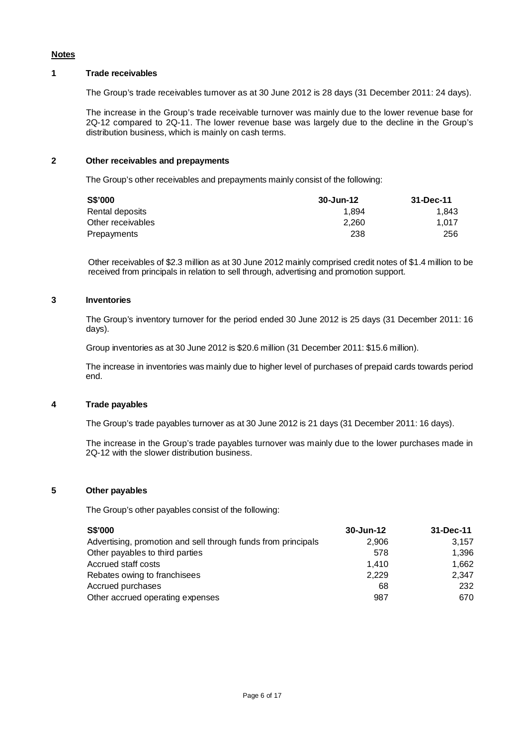## Notes

### 1 Trade receivables

The Group's trade receivables turnover as at 30 June 2012 is 28 days (31 December 2011: 24 days).

The increase in the Group's trade receivable turnover was mainly due to the lower revenue base for 2Q-12 compared to 2Q-11. The lower revenue base was largely due to the decline in the Group's distribution business, which is mainly on cash terms.

### 2 Other receivables and prepayments

The Group's other receivables and prepayments mainly consist of the following:

| S$'000 | 30-Jun-12 | 31-Dec-11 |
|---|---|---|
| Rental deposits | 1,894 | 1,843 |
| Other receivables | 2,260 | 1,017 |
| Prepayments | 238 | 256 |

Other receivables of $2.3 million as at 30 June 2012 mainly comprised credit notes of $1.4 million to be received from principals in relation to sell through, advertising and promotion support.

### 3 Inventories

The Group's inventory turnover for the period ended 30 June 2012 is 25 days (31 December 2011: 16 days).

Group inventories as at 30 June 2012 is $20.6 million (31 December 2011: $15.6 million).

The increase in inventories was mainly due to higher level of purchases of prepaid cards towards period end.

### 4 Trade payables

The Group's trade payables turnover as at 30 June 2012 is 21 days (31 December 2011: 16 days).

The increase in the Group's trade payables turnover was mainly due to the lower purchases made in 2Q-12 with the slower distribution business.

### 5 Other payables

The Group's other payables consist of the following:

| S$'000 | 30-Jun-12 | 31-Dec-11 |
|---|---|---|
| Advertising, promotion and sell through funds from principals | 2,906 | 3,157 |
| Other payables to third parties | 578 | 1,396 |
| Accrued staff costs | 1,410 | 1,662 |
| Rebates owing to franchisees | 2,229 | 2,347 |
| Accrued purchases | 68 | 232 |
| Other accrued operating expenses | 987 | 670 |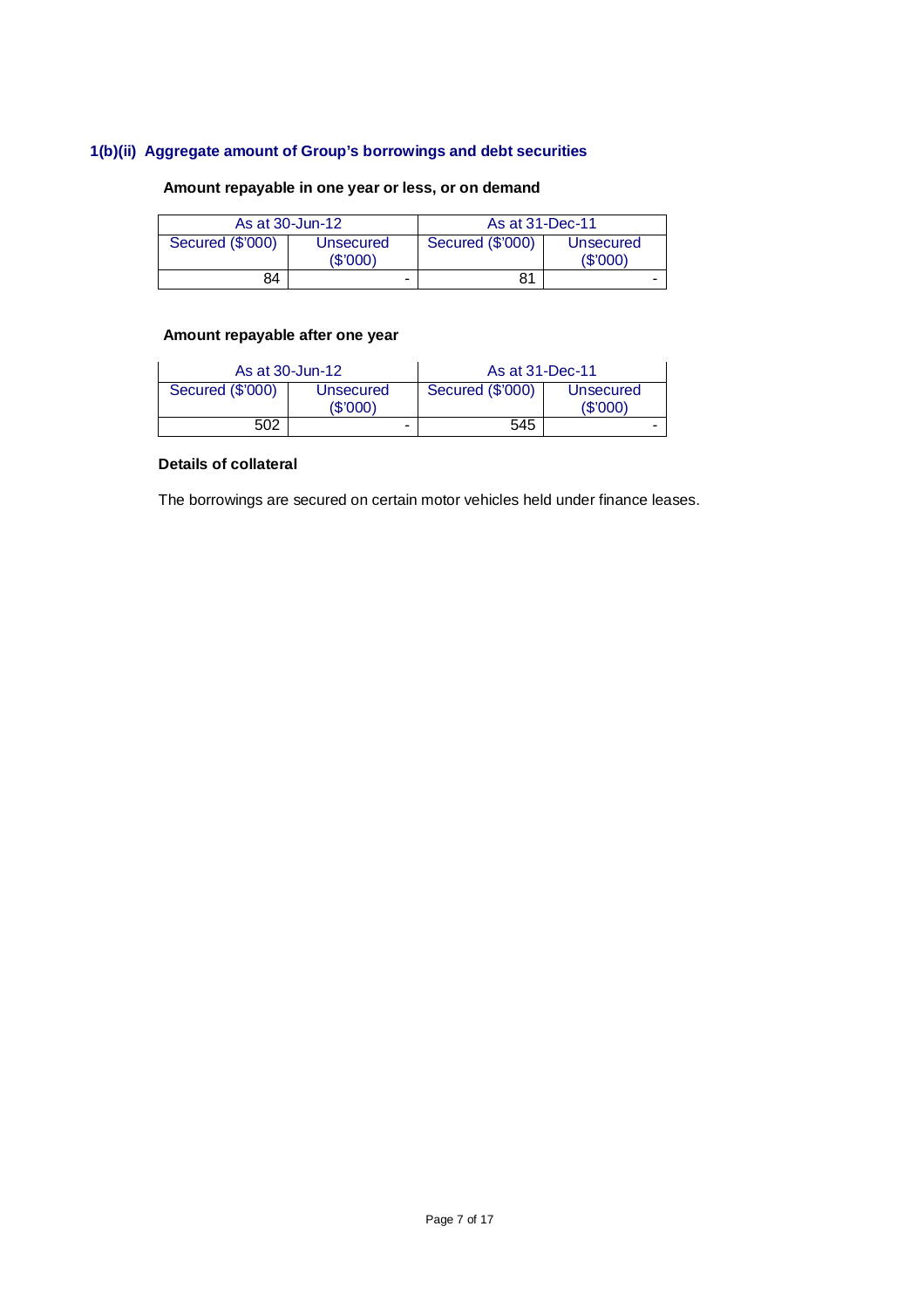### 1(b)(ii) Aggregate amount of Group's borrowings and debt securities

**Amount repayable in one year or less, or on demand**

| As at 30-Jun-12 | | As at 31-Dec-11 | |
|---|---|---|---|
| Secured ($'000) | Unsecured ($'000) | Secured ($'000) | Unsecured ($'000) |
| 84 | - | 81 | - |

**Amount repayable after one year**

| As at 30-Jun-12 | | As at 31-Dec-11 | |
|---|---|---|---|
| Secured ($'000) | Unsecured ($'000) | Secured ($'000) | Unsecured ($'000) |
| 502 | - | 545 | - |

**Details of collateral**

The borrowings are secured on certain motor vehicles held under finance leases.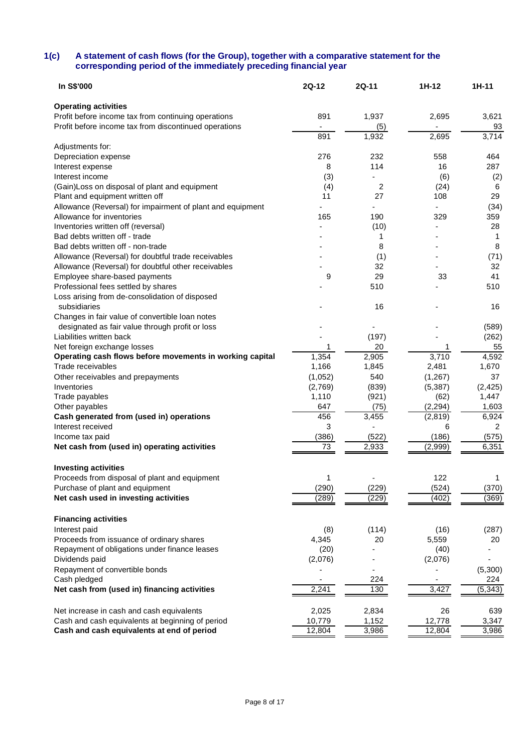### 1(c) A statement of cash flows (for the Group), together with a comparative statement for the corresponding period of the immediately preceding financial year

| In S$'000 | 2Q-12 | 2Q-11 | 1H-12 | 1H-11 |
|---|---|---|---|---|
| **Operating activities** | | | | |
| Profit before income tax from continuing operations | 891 | 1,937 | 2,695 | 3,621 |
| Profit before income tax from discontinued operations | - | (5) | - | 93 |
| | 891 | 1,932 | 2,695 | 3,714 |
| Adjustments for: | | | | |
| Depreciation expense | 276 | 232 | 558 | 464 |
| Interest expense | 8 | 114 | 16 | 287 |
| Interest income | (3) | - | (6) | (2) |
| (Gain)Loss on disposal of plant and equipment | (4) | 2 | (24) | 6 |
| Plant and equipment written off | 11 | 27 | 108 | 29 |
| Allowance (Reversal) for impairment of plant and equipment | - | - | - | (34) |
| Allowance for inventories | 165 | 190 | 329 | 359 |
| Inventories written off (reversal) | - | (10) | - | 28 |
| Bad debts written off - trade | - | 1 | - | 1 |
| Bad debts written off - non-trade | - | 8 | - | 8 |
| Allowance (Reversal) for doubtful trade receivables | - | (1) | - | (71) |
| Allowance (Reversal) for doubtful other receivables | - | 32 | - | 32 |
| Employee share-based payments | 9 | 29 | 33 | 41 |
| Professional fees settled by shares | - | 510 | - | 510 |
| Loss arising from de-consolidation of disposed subsidiaries | - | 16 | - | 16 |
| Changes in fair value of convertible loan notes designated as fair value through profit or loss | - | - | - | (589) |
| Liabilities written back | - | (197) | - | (262) |
| Net foreign exchange losses | 1 | 20 | 1 | 55 |
| **Operating cash flows before movements in working capital** | 1,354 | 2,905 | 3,710 | 4,592 |
| Trade receivables | 1,166 | 1,845 | 2,481 | 1,670 |
| Other receivables and prepayments | (1,052) | 540 | (1,267) | 37 |
| Inventories | (2,769) | (839) | (5,387) | (2,425) |
| Trade payables | 1,110 | (921) | (62) | 1,447 |
| Other payables | 647 | (75) | (2,294) | 1,603 |
| **Cash generated from (used in) operations** | 456 | 3,455 | (2,819) | 6,924 |
| Interest received | 3 | - | 6 | 2 |
| Income tax paid | (386) | (522) | (186) | (575) |
| **Net cash from (used in) operating activities** | 73 | 2,933 | (2,999) | 6,351 |
| | | | | |
| **Investing activities** | | | | |
| Proceeds from disposal of plant and equipment | 1 | - | 122 | 1 |
| Purchase of plant and equipment | (290) | (229) | (524) | (370) |
| **Net cash used in investing activities** | (289) | (229) | (402) | (369) |
| | | | | |
| **Financing activities** | | | | |
| Interest paid | (8) | (114) | (16) | (287) |
| Proceeds from issuance of ordinary shares | 4,345 | 20 | 5,559 | 20 |
| Repayment of obligations under finance leases | (20) | - | (40) | - |
| Dividends paid | (2,076) | - | (2,076) | - |
| Repayment of convertible bonds | - | - | - | (5,300) |
| Cash pledged | - | 224 | - | 224 |
| **Net cash from (used in) financing activities** | 2,241 | 130 | 3,427 | (5,343) |
| | | | | |
| Net increase in cash and cash equivalents | 2,025 | 2,834 | 26 | 639 |
| Cash and cash equivalents at beginning of period | 10,779 | 1,152 | 12,778 | 3,347 |
| **Cash and cash equivalents at end of period** | 12,804 | 3,986 | 12,804 | 3,986 |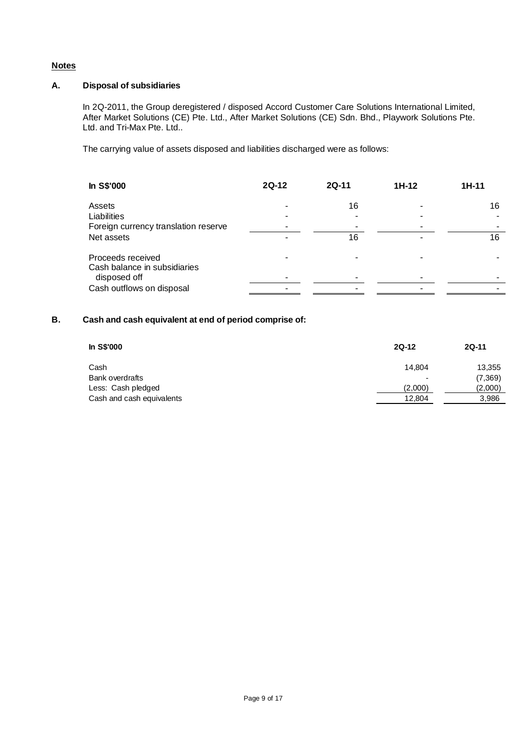**Notes**

**A. Disposal of subsidiaries**

In 2Q-2011, the Group deregistered / disposed Accord Customer Care Solutions International Limited, After Market Solutions (CE) Pte. Ltd., After Market Solutions (CE) Sdn. Bhd., Playwork Solutions Pte. Ltd. and Tri-Max Pte. Ltd..

The carrying value of assets disposed and liabilities discharged were as follows:

| In S$'000 | 2Q-12 | 2Q-11 | 1H-12 | 1H-11 |
|---|---|---|---|---|
| Assets | - | 16 | - | 16 |
| Liabilities | - | - | - | - |
| Foreign currency translation reserve | - | - | - | - |
| Net assets | - | 16 | - | 16 |
| Proceeds received | - | - | - | - |
| Cash balance in subsidiaries disposed off | - | - | - | - |
| Cash outflows on disposal | - | - | - | - |

**B. Cash and cash equivalent at end of period comprise of:**

| In S$'000 | 2Q-12 | 2Q-11 |
|---|---|---|
| Cash | 14,804 | 13,355 |
| Bank overdrafts | - | (7,369) |
| Less: Cash pledged | (2,000) | (2,000) |
| Cash and cash equivalents | 12,804 | 3,986 |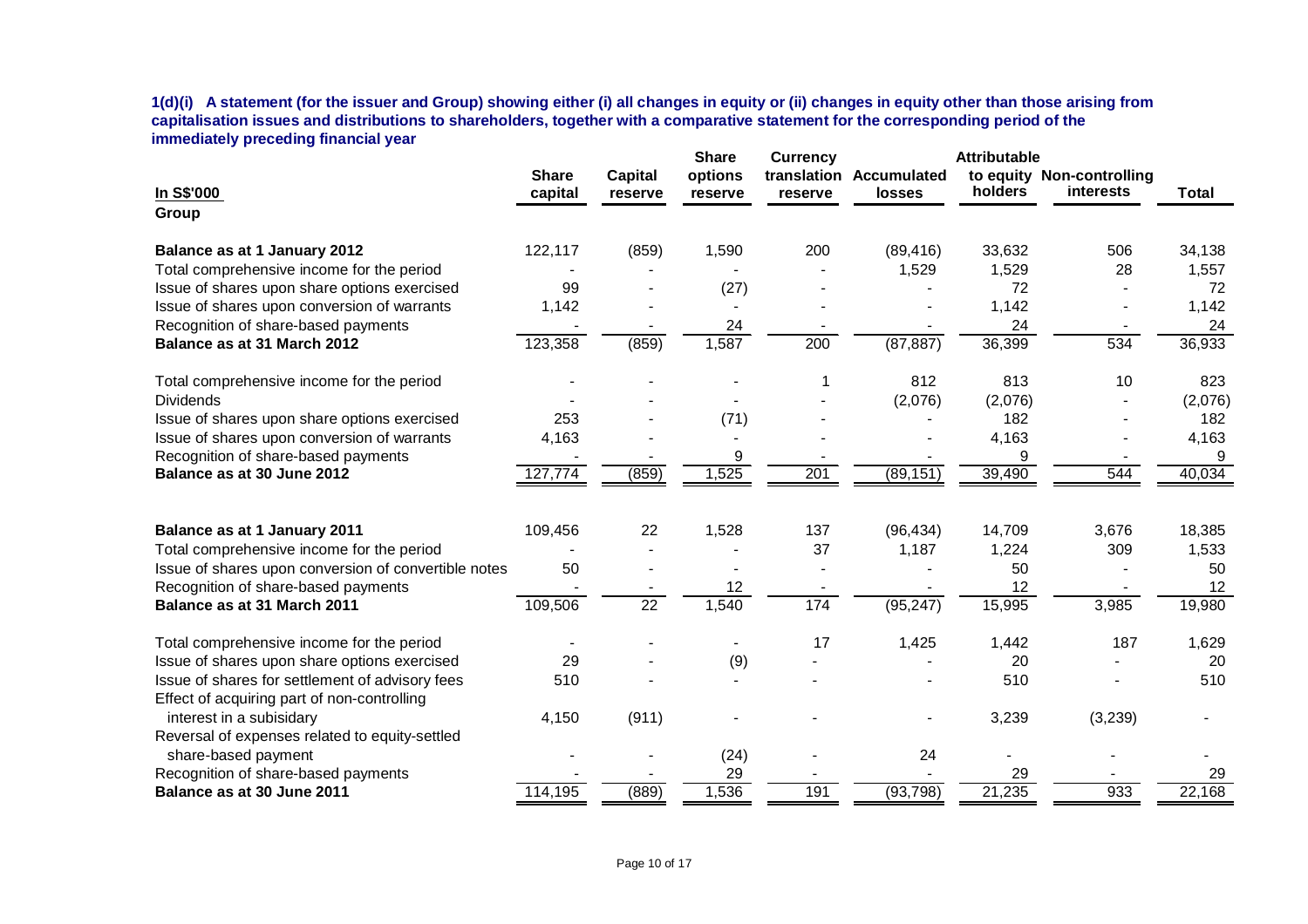**1(d)(i) A statement (for the issuer and Group) showing either (i) all changes in equity or (ii) changes in equity other than those arising from capitalisation issues and distributions to shareholders, together with a comparative statement for the corresponding period of the immediately preceding financial year**

| In S$'000 | Share capital | Capital reserve | Share options reserve | Currency translation reserve | Accumulated losses | Attributable to equity holders | Non-controlling interests | Total |
|---|---|---|---|---|---|---|---|---|
| **Group** | | | | | | | | |
| **Balance as at 1 January 2012** | 122,117 | (859) | 1,590 | 200 | (89,416) | 33,632 | 506 | 34,138 |
| Total comprehensive income for the period | - | - | - | - | 1,529 | 1,529 | 28 | 1,557 |
| Issue of shares upon share options exercised | 99 | - | (27) | - | - | 72 | - | 72 |
| Issue of shares upon conversion of warrants | 1,142 | - | - | - | - | 1,142 | - | 1,142 |
| Recognition of share-based payments | - | - | 24 | - | - | 24 | - | 24 |
| **Balance as at 31 March 2012** | 123,358 | (859) | 1,587 | 200 | (87,887) | 36,399 | 534 | 36,933 |
| Total comprehensive income for the period | - | - | - | 1 | 812 | 813 | 10 | 823 |
| Dividends | - | - | - | - | (2,076) | (2,076) | - | (2,076) |
| Issue of shares upon share options exercised | 253 | - | (71) | - | - | 182 | - | 182 |
| Issue of shares upon conversion of warrants | 4,163 | - | - | - | - | 4,163 | - | 4,163 |
| Recognition of share-based payments | - | - | 9 | - | - | 9 | - | 9 |
| **Balance as at 30 June 2012** | 127,774 | (859) | 1,525 | 201 | (89,151) | 39,490 | 544 | 40,034 |
| **Balance as at 1 January 2011** | 109,456 | 22 | 1,528 | 137 | (96,434) | 14,709 | 3,676 | 18,385 |
| Total comprehensive income for the period | - | - | - | 37 | 1,187 | 1,224 | 309 | 1,533 |
| Issue of shares upon conversion of convertible notes | 50 | - | - | - | - | 50 | - | 50 |
| Recognition of share-based payments | - | - | 12 | - | - | 12 | - | 12 |
| **Balance as at 31 March 2011** | 109,506 | 22 | 1,540 | 174 | (95,247) | 15,995 | 3,985 | 19,980 |
| Total comprehensive income for the period | - | - | - | 17 | 1,425 | 1,442 | 187 | 1,629 |
| Issue of shares upon share options exercised | 29 | - | (9) | - | - | 20 | - | 20 |
| Issue of shares for settlement of advisory fees | 510 | - | - | - | - | 510 | - | 510 |
| Effect of acquiring part of non-controlling interest in a subisidary | 4,150 | (911) | - | - | - | 3,239 | (3,239) | - |
| Reversal of expenses related to equity-settled share-based payment | - | - | (24) | - | 24 | - | - | - |
| Recognition of share-based payments | - | - | 29 | - | - | 29 | - | 29 |
| **Balance as at 30 June 2011** | 114,195 | (889) | 1,536 | 191 | (93,798) | 21,235 | 933 | 22,168 |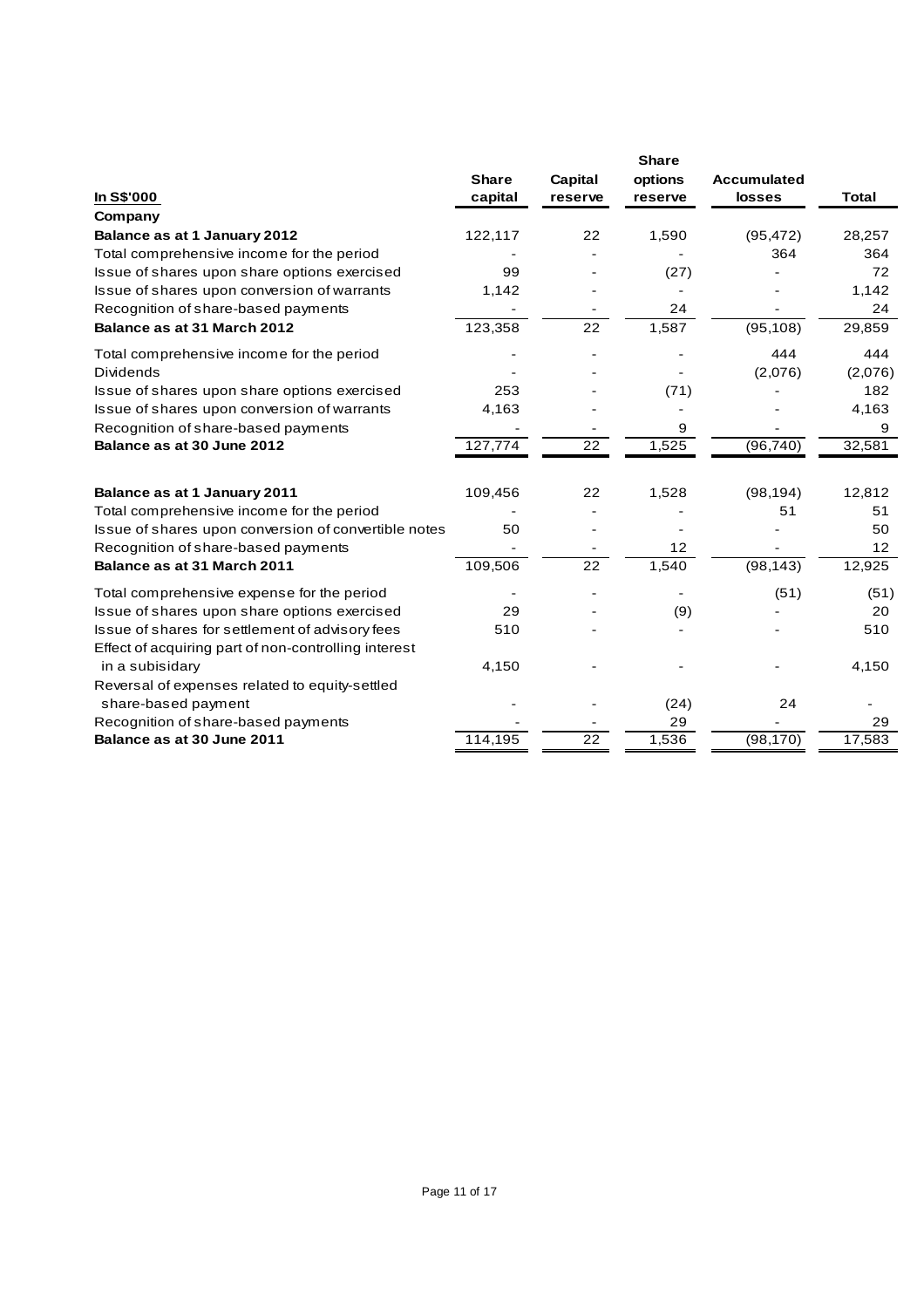| In S$'000 | Share capital | Capital reserve | Share options reserve | Accumulated losses | Total |
|---|---|---|---|---|---|
| **Company** | | | | | |
| **Balance as at 1 January 2012** | 122,117 | 22 | 1,590 | (95,472) | 28,257 |
| Total comprehensive income for the period | - | - | - | 364 | 364 |
| Issue of shares upon share options exercised | 99 | - | (27) | - | 72 |
| Issue of shares upon conversion of warrants | 1,142 | - | - | - | 1,142 |
| Recognition of share-based payments | - | - | 24 | - | 24 |
| **Balance as at 31 March 2012** | 123,358 | 22 | 1,587 | (95,108) | 29,859 |
| Total comprehensive income for the period | - | - | - | 444 | 444 |
| Dividends | - | - | - | (2,076) | (2,076) |
| Issue of shares upon share options exercised | 253 | - | (71) | - | 182 |
| Issue of shares upon conversion of warrants | 4,163 | - | - | - | 4,163 |
| Recognition of share-based payments | - | - | 9 | - | 9 |
| **Balance as at 30 June 2012** | 127,774 | 22 | 1,525 | (96,740) | 32,581 |
| | | | | | |
| **Balance as at 1 January 2011** | 109,456 | 22 | 1,528 | (98,194) | 12,812 |
| Total comprehensive income for the period | - | - | - | 51 | 51 |
| Issue of shares upon conversion of convertible notes | 50 | - | - | - | 50 |
| Recognition of share-based payments | - | - | 12 | - | 12 |
| **Balance as at 31 March 2011** | 109,506 | 22 | 1,540 | (98,143) | 12,925 |
| Total comprehensive expense for the period | - | - | - | (51) | (51) |
| Issue of shares upon share options exercised | 29 | - | (9) | - | 20 |
| Issue of shares for settlement of advisory fees | 510 | - | - | - | 510 |
| Effect of acquiring part of non-controlling interest in a subisidary | 4,150 | - | - | - | 4,150 |
| Reversal of expenses related to equity-settled share-based payment | - | - | (24) | 24 | - |
| Recognition of share-based payments | - | - | 29 | - | 29 |
| **Balance as at 30 June 2011** | 114,195 | 22 | 1,536 | (98,170) | 17,583 |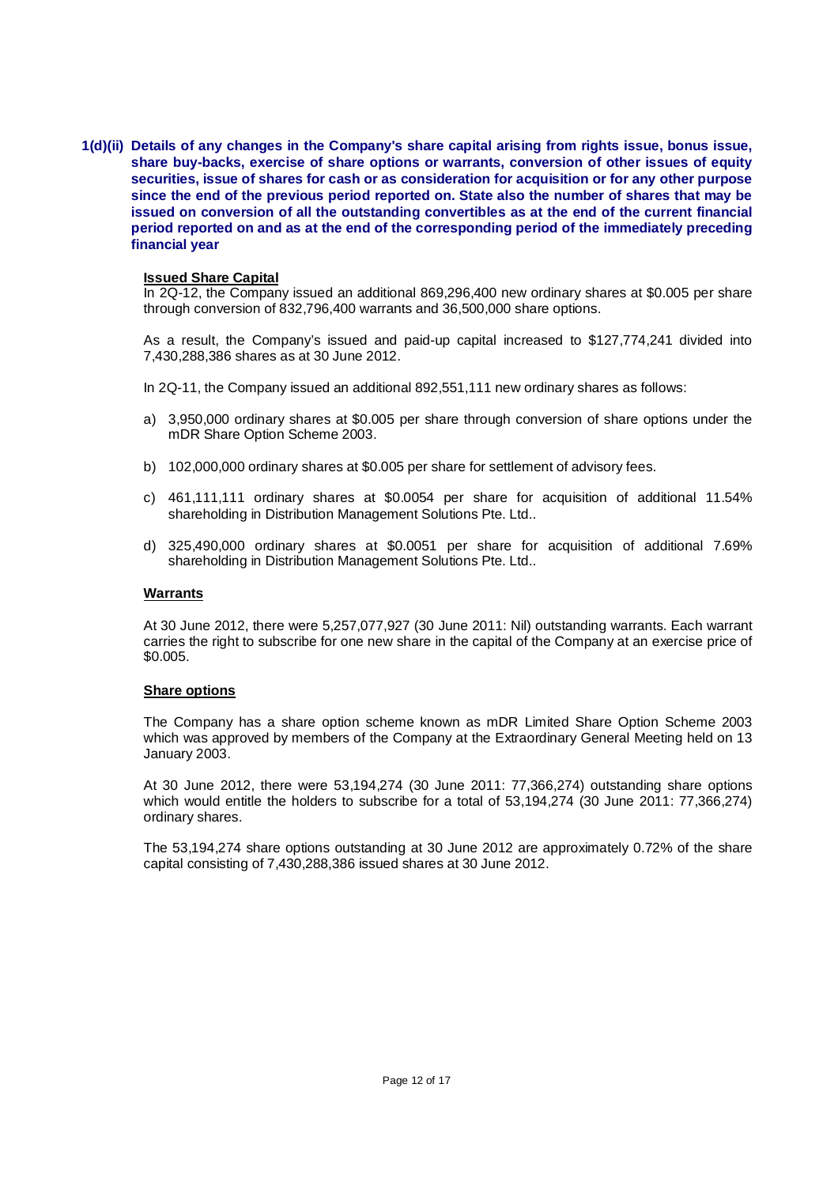**1(d)(ii) Details of any changes in the Company's share capital arising from rights issue, bonus issue, share buy-backs, exercise of share options or warrants, conversion of other issues of equity securities, issue of shares for cash or as consideration for acquisition or for any other purpose since the end of the previous period reported on. State also the number of shares that may be issued on conversion of all the outstanding convertibles as at the end of the current financial period reported on and as at the end of the corresponding period of the immediately preceding financial year**

**Issued Share Capital**

In 2Q-12, the Company issued an additional 869,296,400 new ordinary shares at $0.005 per share through conversion of 832,796,400 warrants and 36,500,000 share options.

As a result, the Company's issued and paid-up capital increased to $127,774,241 divided into 7,430,288,386 shares as at 30 June 2012.

In 2Q-11, the Company issued an additional 892,551,111 new ordinary shares as follows:

a) 3,950,000 ordinary shares at $0.005 per share through conversion of share options under the mDR Share Option Scheme 2003.

b) 102,000,000 ordinary shares at $0.005 per share for settlement of advisory fees.

c) 461,111,111 ordinary shares at $0.0054 per share for acquisition of additional 11.54% shareholding in Distribution Management Solutions Pte. Ltd..

d) 325,490,000 ordinary shares at $0.0051 per share for acquisition of additional 7.69% shareholding in Distribution Management Solutions Pte. Ltd..

**Warrants**

At 30 June 2012, there were 5,257,077,927 (30 June 2011: Nil) outstanding warrants. Each warrant carries the right to subscribe for one new share in the capital of the Company at an exercise price of $0.005.

**Share options**

The Company has a share option scheme known as mDR Limited Share Option Scheme 2003 which was approved by members of the Company at the Extraordinary General Meeting held on 13 January 2003.

At 30 June 2012, there were 53,194,274 (30 June 2011: 77,366,274) outstanding share options which would entitle the holders to subscribe for a total of 53,194,274 (30 June 2011: 77,366,274) ordinary shares.

The 53,194,274 share options outstanding at 30 June 2012 are approximately 0.72% of the share capital consisting of 7,430,288,386 issued shares at 30 June 2012.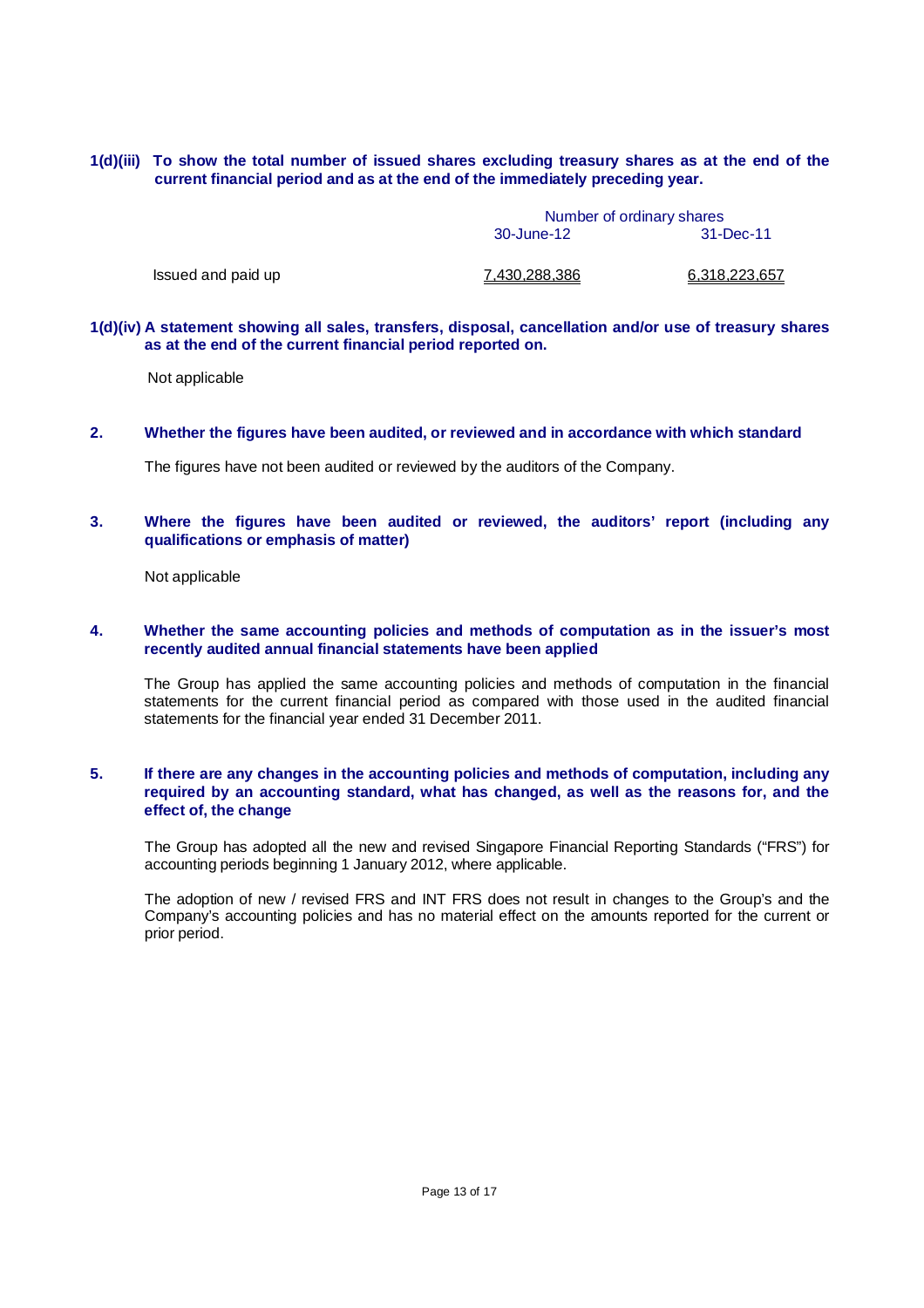**1(d)(iii) To show the total number of issued shares excluding treasury shares as at the end of the current financial period and as at the end of the immediately preceding year.**

| | Number of ordinary shares | |
|---|---|---|
| | 30-June-12 | 31-Dec-11 |
| Issued and paid up | 7,430,288,386 | 6,318,223,657 |

**1(d)(iv) A statement showing all sales, transfers, disposal, cancellation and/or use of treasury shares as at the end of the current financial period reported on.**

Not applicable

**2. Whether the figures have been audited, or reviewed and in accordance with which standard**

The figures have not been audited or reviewed by the auditors of the Company.

**3. Where the figures have been audited or reviewed, the auditors' report (including any qualifications or emphasis of matter)**

Not applicable

**4. Whether the same accounting policies and methods of computation as in the issuer's most recently audited annual financial statements have been applied**

The Group has applied the same accounting policies and methods of computation in the financial statements for the current financial period as compared with those used in the audited financial statements for the financial year ended 31 December 2011.

**5. If there are any changes in the accounting policies and methods of computation, including any required by an accounting standard, what has changed, as well as the reasons for, and the effect of, the change**

The Group has adopted all the new and revised Singapore Financial Reporting Standards ("FRS") for accounting periods beginning 1 January 2012, where applicable.

The adoption of new / revised FRS and INT FRS does not result in changes to the Group's and the Company's accounting policies and has no material effect on the amounts reported for the current or prior period.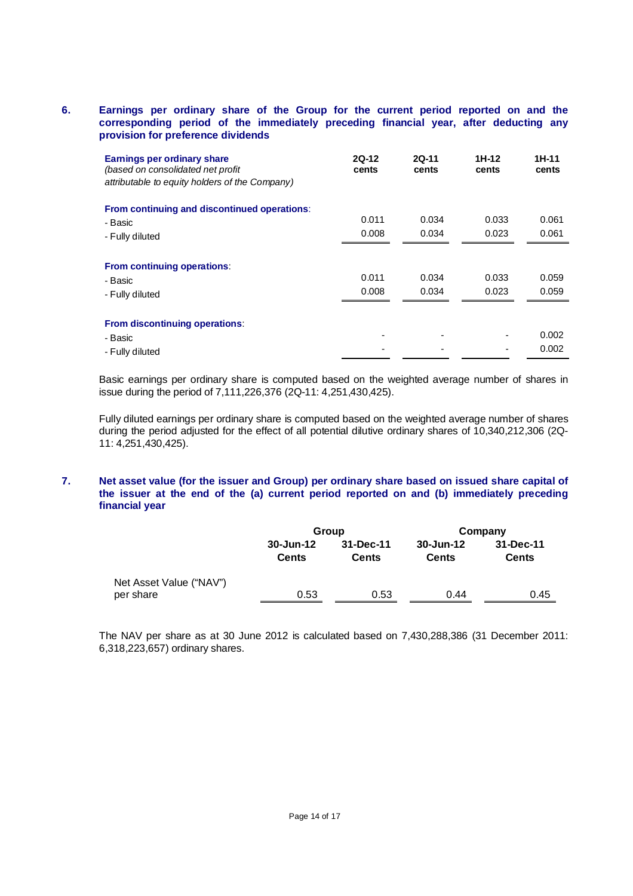## 6. Earnings per ordinary share of the Group for the current period reported on and the corresponding period of the immediately preceding financial year, after deducting any provision for preference dividends

| **Earnings per ordinary share** *(based on consolidated net profit attributable to equity holders of the Company)* | **2Q-12 cents** | **2Q-11 cents** | **1H-12 cents** | **1H-11 cents** |
|---|---|---|---|---|
| **From continuing and discontinued operations**: | | | | |
| - Basic | 0.011 | 0.034 | 0.033 | 0.061 |
| - Fully diluted | 0.008 | 0.034 | 0.023 | 0.061 |
| **From continuing operations**: | | | | |
| - Basic | 0.011 | 0.034 | 0.033 | 0.059 |
| - Fully diluted | 0.008 | 0.034 | 0.023 | 0.059 |
| **From discontinuing operations**: | | | | |
| - Basic | - | - | - | 0.002 |
| - Fully diluted | - | - | - | 0.002 |

Basic earnings per ordinary share is computed based on the weighted average number of shares in issue during the period of 7,111,226,376 (2Q-11: 4,251,430,425).

Fully diluted earnings per ordinary share is computed based on the weighted average number of shares during the period adjusted for the effect of all potential dilutive ordinary shares of 10,340,212,306 (2Q-11: 4,251,430,425).

## 7. Net asset value (for the issuer and Group) per ordinary share based on issued share capital of the issuer at the end of the (a) current period reported on and (b) immediately preceding financial year

| | **Group** | | **Company** | |
|---|---|---|---|---|
| | **30-Jun-12 Cents** | **31-Dec-11 Cents** | **30-Jun-12 Cents** | **31-Dec-11 Cents** |
| Net Asset Value ("NAV") per share | 0.53 | 0.53 | 0.44 | 0.45 |

The NAV per share as at 30 June 2012 is calculated based on 7,430,288,386 (31 December 2011: 6,318,223,657) ordinary shares.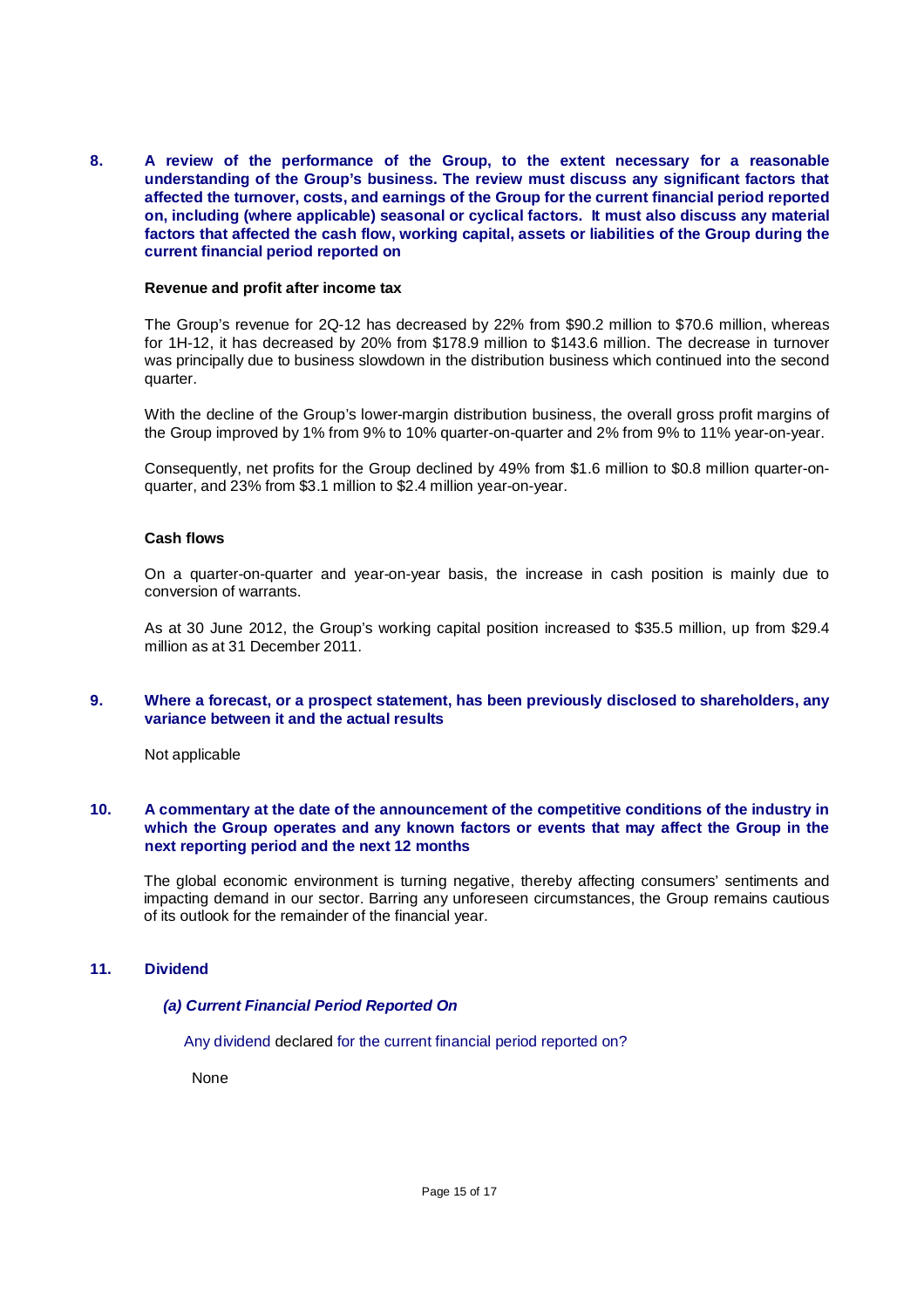**8. A review of the performance of the Group, to the extent necessary for a reasonable understanding of the Group's business. The review must discuss any significant factors that affected the turnover, costs, and earnings of the Group for the current financial period reported on, including (where applicable) seasonal or cyclical factors. It must also discuss any material factors that affected the cash flow, working capital, assets or liabilities of the Group during the current financial period reported on**

**Revenue and profit after income tax**

The Group's revenue for 2Q-12 has decreased by 22% from $90.2 million to $70.6 million, whereas for 1H-12, it has decreased by 20% from $178.9 million to $143.6 million. The decrease in turnover was principally due to business slowdown in the distribution business which continued into the second quarter.

With the decline of the Group's lower-margin distribution business, the overall gross profit margins of the Group improved by 1% from 9% to 10% quarter-on-quarter and 2% from 9% to 11% year-on-year.

Consequently, net profits for the Group declined by 49% from $1.6 million to $0.8 million quarter-on-quarter, and 23% from $3.1 million to $2.4 million year-on-year.

**Cash flows**

On a quarter-on-quarter and year-on-year basis, the increase in cash position is mainly due to conversion of warrants.

As at 30 June 2012, the Group's working capital position increased to $35.5 million, up from $29.4 million as at 31 December 2011.

**9. Where a forecast, or a prospect statement, has been previously disclosed to shareholders, any variance between it and the actual results**

Not applicable

**10. A commentary at the date of the announcement of the competitive conditions of the industry in which the Group operates and any known factors or events that may affect the Group in the next reporting period and the next 12 months**

The global economic environment is turning negative, thereby affecting consumers' sentiments and impacting demand in our sector. Barring any unforeseen circumstances, the Group remains cautious of its outlook for the remainder of the financial year.

**11. Dividend**

***(a) Current Financial Period Reported On***

Any dividend declared for the current financial period reported on?

None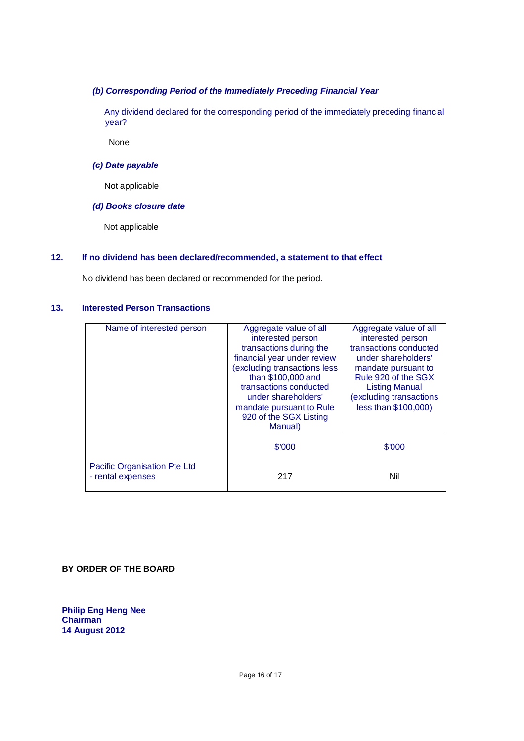### *(b) Corresponding Period of the Immediately Preceding Financial Year*

Any dividend declared for the corresponding period of the immediately preceding financial year?

None

### *(c) Date payable*

Not applicable

### *(d) Books closure date*

Not applicable

## 12. If no dividend has been declared/recommended, a statement to that effect

No dividend has been declared or recommended for the period.

## 13. Interested Person Transactions

| Name of interested person | Aggregate value of all interested person transactions during the financial year under review (excluding transactions less than $100,000 and transactions conducted under shareholders' mandate pursuant to Rule 920 of the SGX Listing Manual) | Aggregate value of all interested person transactions conducted under shareholders' mandate pursuant to Rule 920 of the SGX Listing Manual (excluding transactions less than $100,000) |
|---|---|---|
| | $'000 | $'000 |
| Pacific Organisation Pte Ltd<br>- rental expenses | 217 | Nil |

**BY ORDER OF THE BOARD**

**Philip Eng Heng Nee**
**Chairman**
**14 August 2012**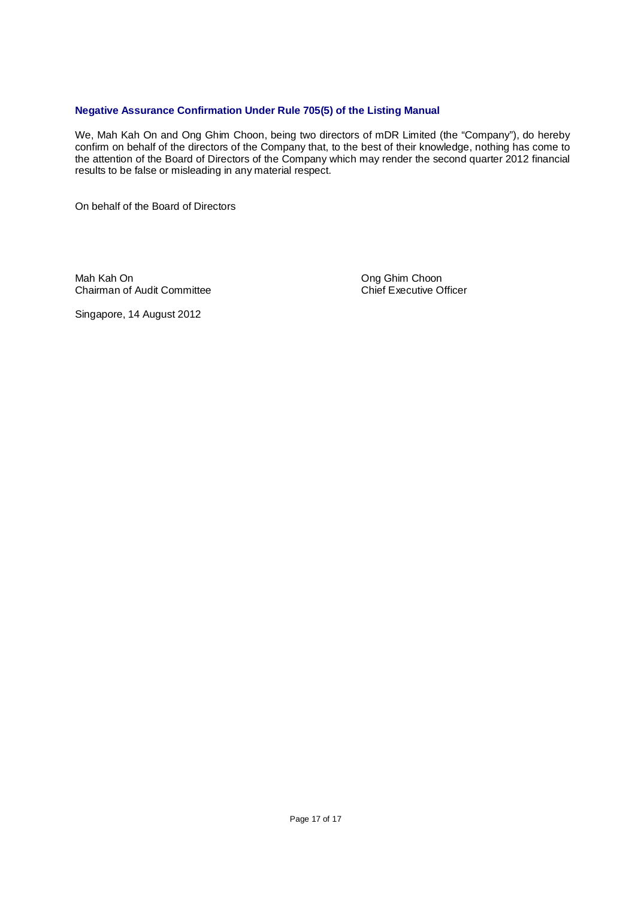**Negative Assurance Confirmation Under Rule 705(5) of the Listing Manual**

We, Mah Kah On and Ong Ghim Choon, being two directors of mDR Limited (the "Company"), do hereby confirm on behalf of the directors of the Company that, to the best of their knowledge, nothing has come to the attention of the Board of Directors of the Company which may render the second quarter 2012 financial results to be false or misleading in any material respect.

On behalf of the Board of Directors

Mah Kah On
Chairman of Audit Committee

Ong Ghim Choon
Chief Executive Officer

Singapore, 14 August 2012